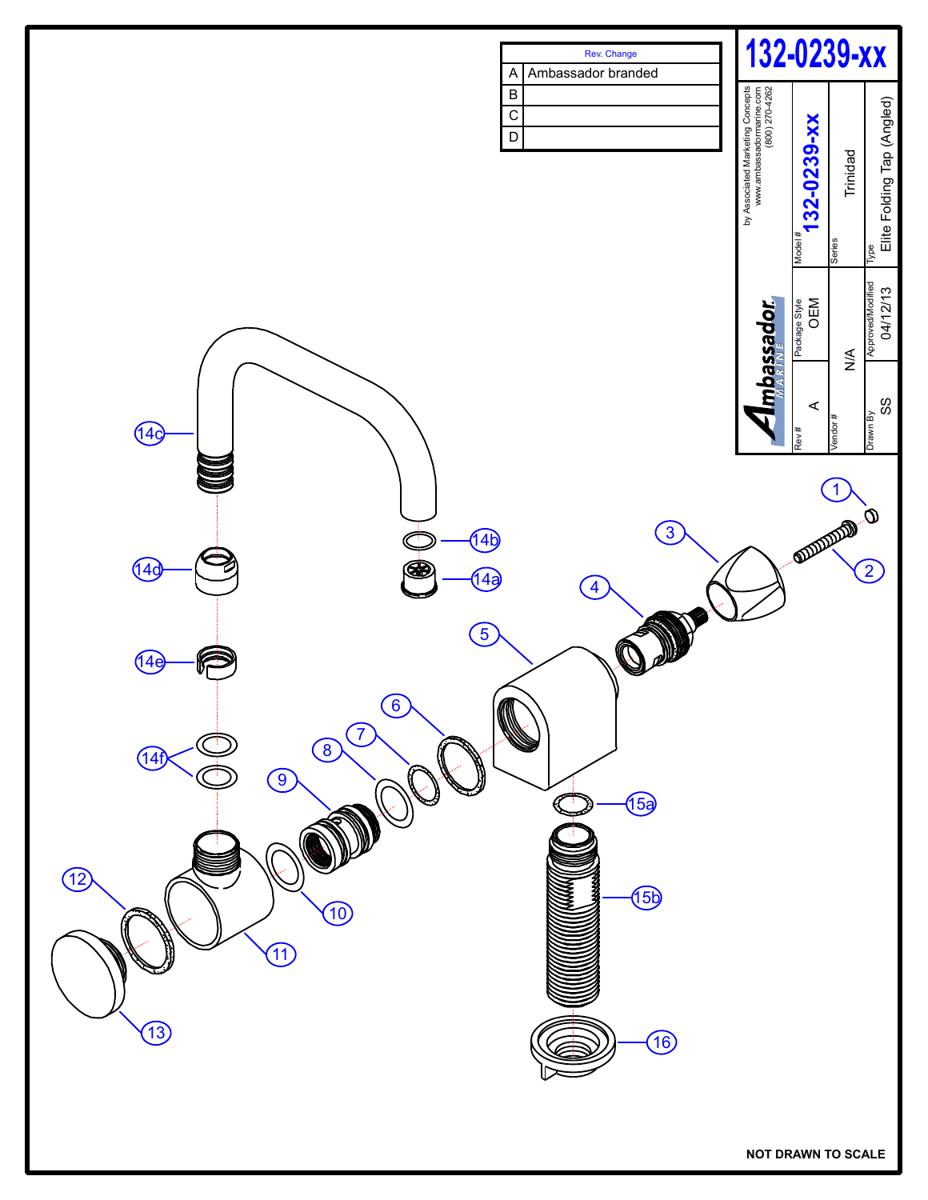# 132-0239-xx

| | Rev. Change |
|---|---|
| A | Ambassador branded |
| B | |
| C | |
| D | |

Ambassador MARINE

by Associated Marketing Concepts
www.ambassadormarine.com
(800) 270-4262

| Rev # | Package Style | Model # |
|---|---|---|
| A | OEM | 132-0239-xx |

| Vendor # | Series |
|---|---|
| N/A | Trinidad |

| Drawn By | Approved/Modified | Type |
|---|---|---|
| SS | 04/12/13 | Elite Folding Tap (Angled) |

1, 2, 3, 4, 5, 6, 7, 8, 9, 10, 11, 12, 13, 14a, 14b, 14c, 14d, 14e, 14f, 15a, 15b, 16

NOT DRAWN TO SCALE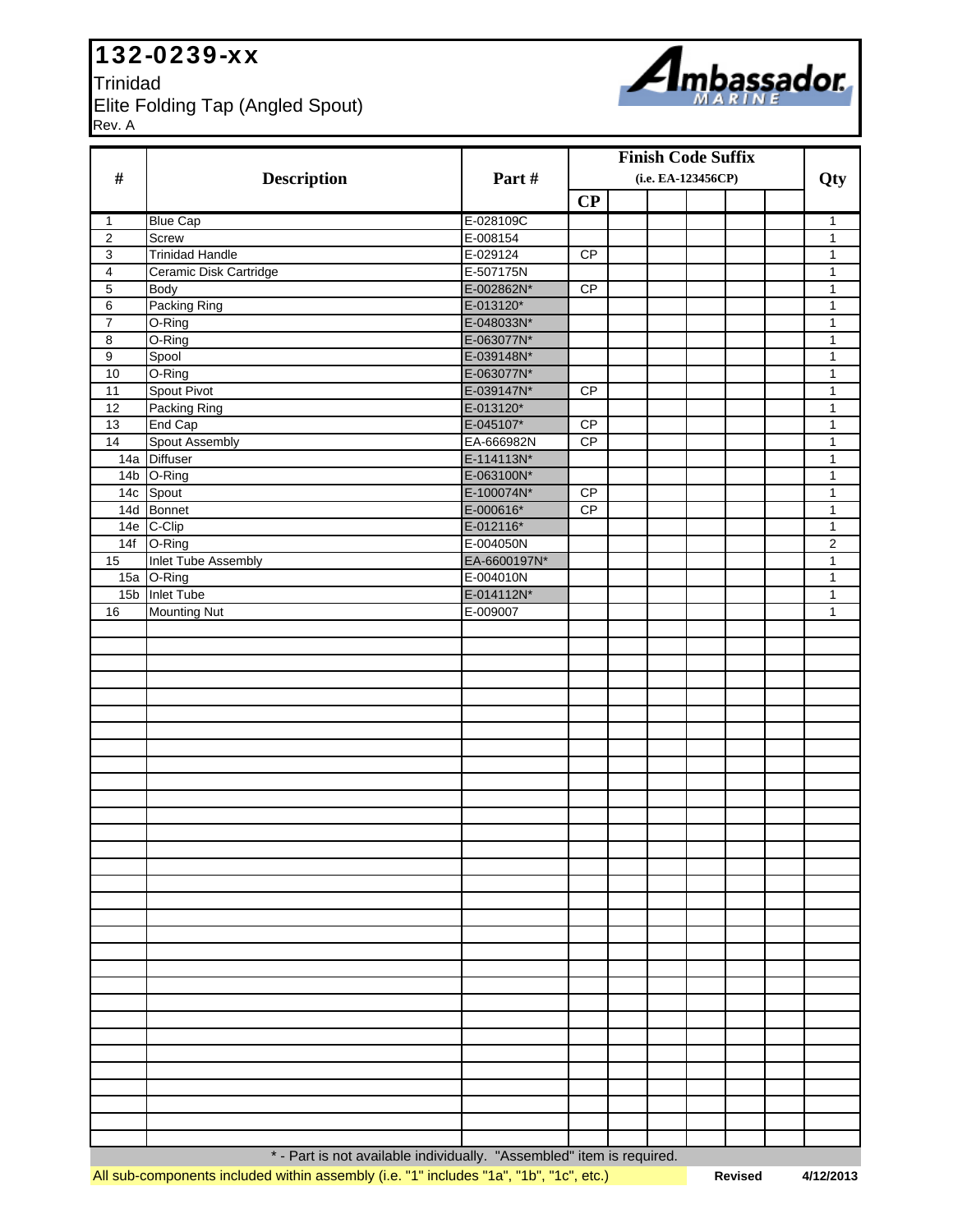# 132-0239-xx

Trinidad

Elite Folding Tap (Angled Spout)

Rev. A

| # | Description | Part # | Finish Code Suffix (i.e. EA-123456CP) | | | | | | Qty |
|---|---|---|---|---|---|---|---|---|---|
| | | | CP | | | | | | |
| 1 | Blue Cap | E-028109C | | | | | | | 1 |
| 2 | Screw | E-008154 | | | | | | | 1 |
| 3 | Trinidad Handle | E-029124 | CP | | | | | | 1 |
| 4 | Ceramic Disk Cartridge | E-507175N | | | | | | | 1 |
| 5 | Body | E-002862N* | CP | | | | | | 1 |
| 6 | Packing Ring | E-013120* | | | | | | | 1 |
| 7 | O-Ring | E-048033N* | | | | | | | 1 |
| 8 | O-Ring | E-063077N* | | | | | | | 1 |
| 9 | Spool | E-039148N* | | | | | | | 1 |
| 10 | O-Ring | E-063077N* | | | | | | | 1 |
| 11 | Spout Pivot | E-039147N* | CP | | | | | | 1 |
| 12 | Packing Ring | E-013120* | | | | | | | 1 |
| 13 | End Cap | E-045107* | CP | | | | | | 1 |
| 14 | Spout Assembly | EA-666982N | CP | | | | | | 1 |
| 14a | Diffuser | E-114113N* | | | | | | | 1 |
| 14b | O-Ring | E-063100N* | | | | | | | 1 |
| 14c | Spout | E-100074N* | CP | | | | | | 1 |
| 14d | Bonnet | E-000616* | CP | | | | | | 1 |
| 14e | C-Clip | E-012116* | | | | | | | 1 |
| 14f | O-Ring | E-004050N | | | | | | | 2 |
| 15 | Inlet Tube Assembly | EA-6600197N* | | | | | | | 1 |
| 15a | O-Ring | E-004010N | | | | | | | 1 |
| 15b | Inlet Tube | E-014112N* | | | | | | | 1 |
| 16 | Mounting Nut | E-009007 | | | | | | | 1 |

* - Part is not available individually. "Assembled" item is required.

All sub-components included within assembly (i.e. "1" includes "1a", "1b", "1c", etc.)

**Revised** **4/12/2013**